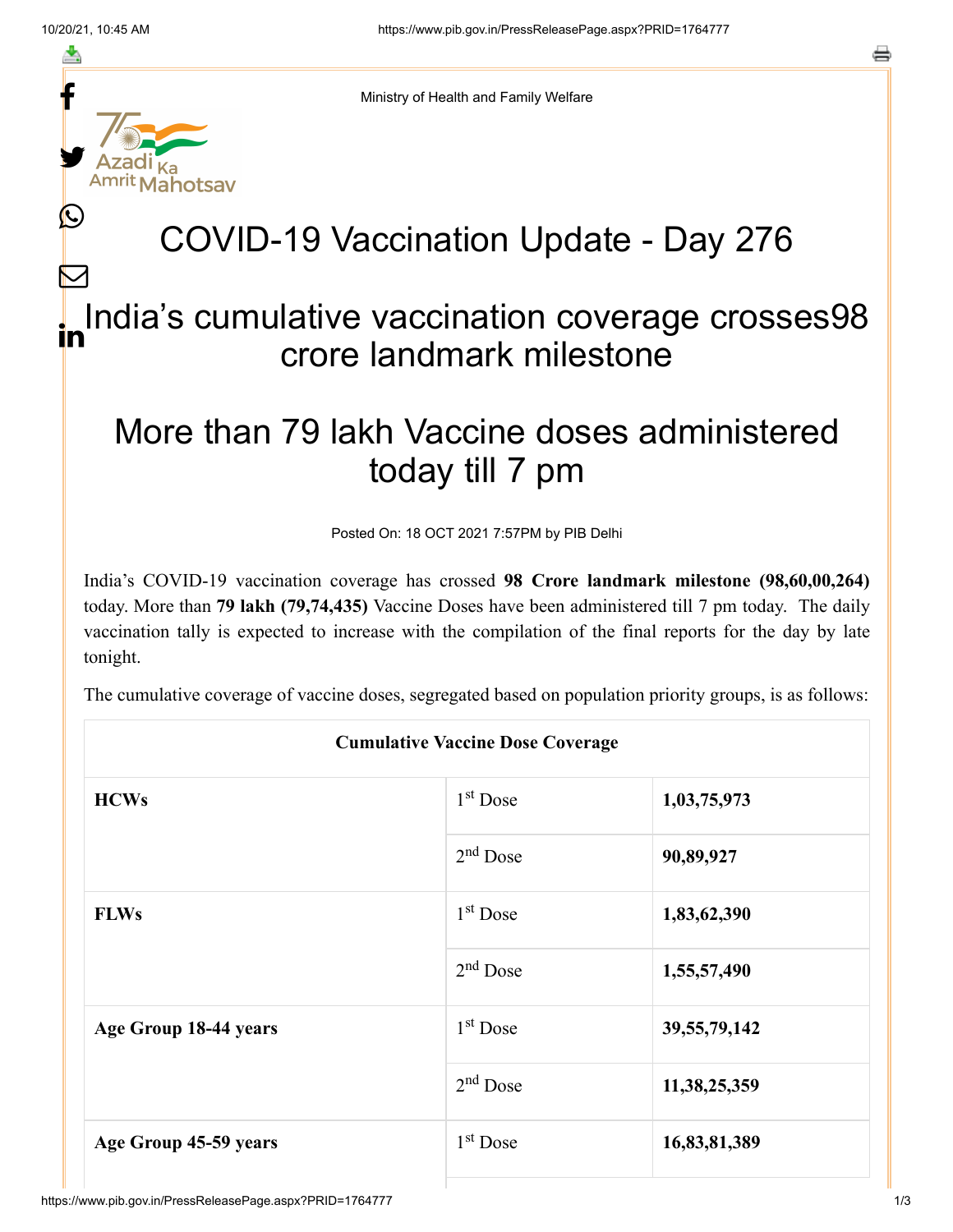Ministry of Health and Family Welfare

# COVID-19 Vaccination Update - Day 276

## India's cumulative vaccination coverage crosses98 crore landmark milestone

## More than 79 lakh Vaccine doses administered today till 7 pm

Posted On: 18 OCT 2021 7:57PM by PIB Delhi

India's COVID-19 vaccination coverage has crossed **98 Crore landmark milestone (98,60,00,264)** today. More than **79 lakh (79,74,435)** Vaccine Doses have been administered till 7 pm today. The daily vaccination tally is expected to increase with the compilation of the final reports for the day by late tonight.

The cumulative coverage of vaccine doses, segregated based on population priority groups, is as follows:

| Cumulative Vaccine Dose Coverage | | |
|---|---|---|
| **HCWs** | 1st Dose | **1,03,75,973** |
| | 2nd Dose | **90,89,927** |
| **FLWs** | 1st Dose | **1,83,62,390** |
| | 2nd Dose | **1,55,57,490** |
| **Age Group 18-44 years** | 1st Dose | **39,55,79,142** |
| | 2nd Dose | **11,38,25,359** |
| **Age Group 45-59 years** | 1st Dose | **16,83,81,389** |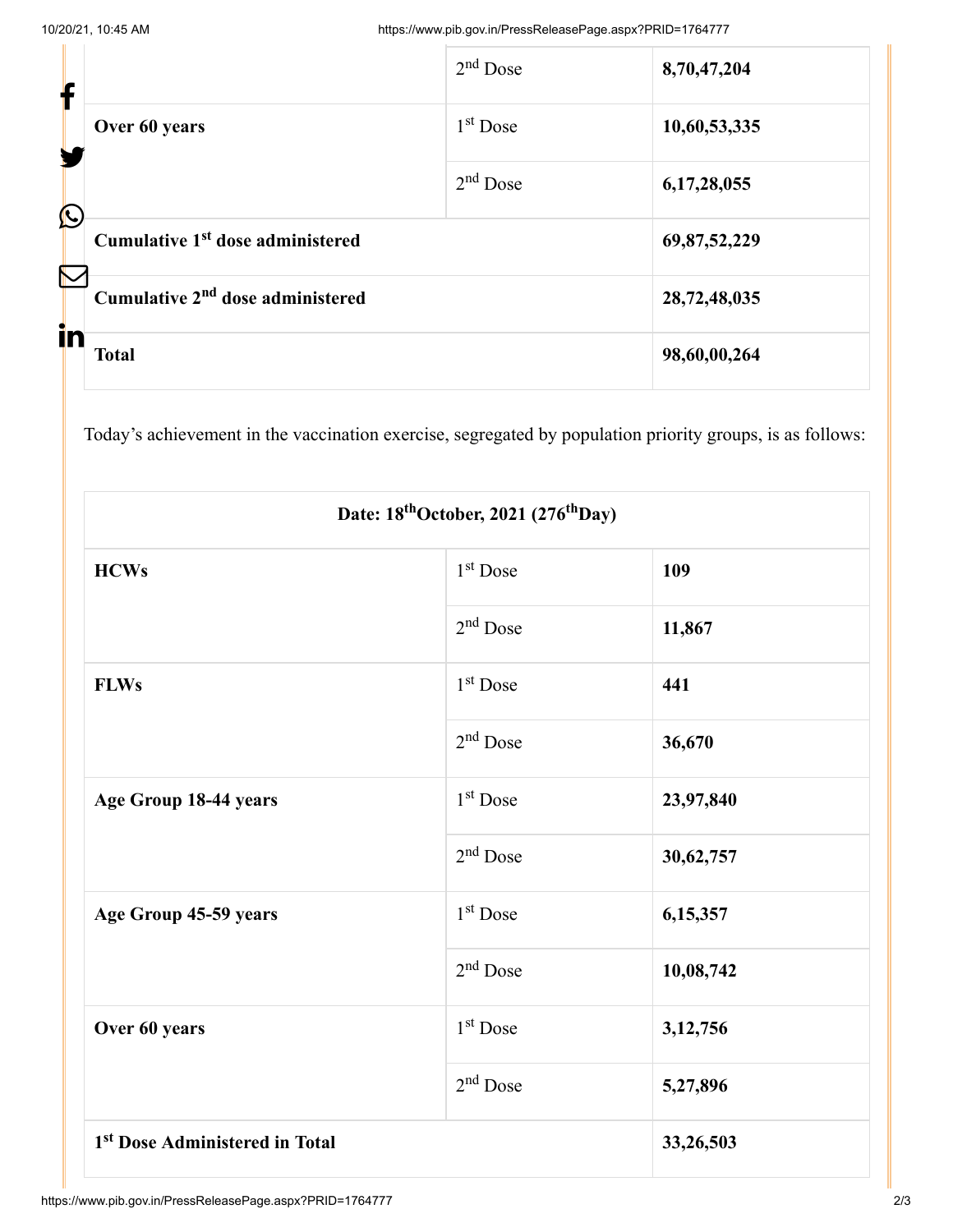| | | |
|---|---|---|
| | 2nd Dose | **8,70,47,204** |
| **Over 60 years** | 1st Dose | **10,60,53,335** |
| | 2nd Dose | **6,17,28,055** |
| **Cumulative 1st dose administered** | | **69,87,52,229** |
| **Cumulative 2nd dose administered** | | **28,72,48,035** |
| **Total** | | **98,60,00,264** |

Today's achievement in the vaccination exercise, segregated by population priority groups, is as follows:

| **Date: 18thOctober, 2021 (276thDay)** | | |
|---|---|---|
| **HCWs** | 1st Dose | **109** |
| | 2nd Dose | **11,867** |
| **FLWs** | 1st Dose | **441** |
| | 2nd Dose | **36,670** |
| **Age Group 18-44 years** | 1st Dose | **23,97,840** |
| | 2nd Dose | **30,62,757** |
| **Age Group 45-59 years** | 1st Dose | **6,15,357** |
| | 2nd Dose | **10,08,742** |
| **Over 60 years** | 1st Dose | **3,12,756** |
| | 2nd Dose | **5,27,896** |
| **1st Dose Administered in Total** | | **33,26,503** |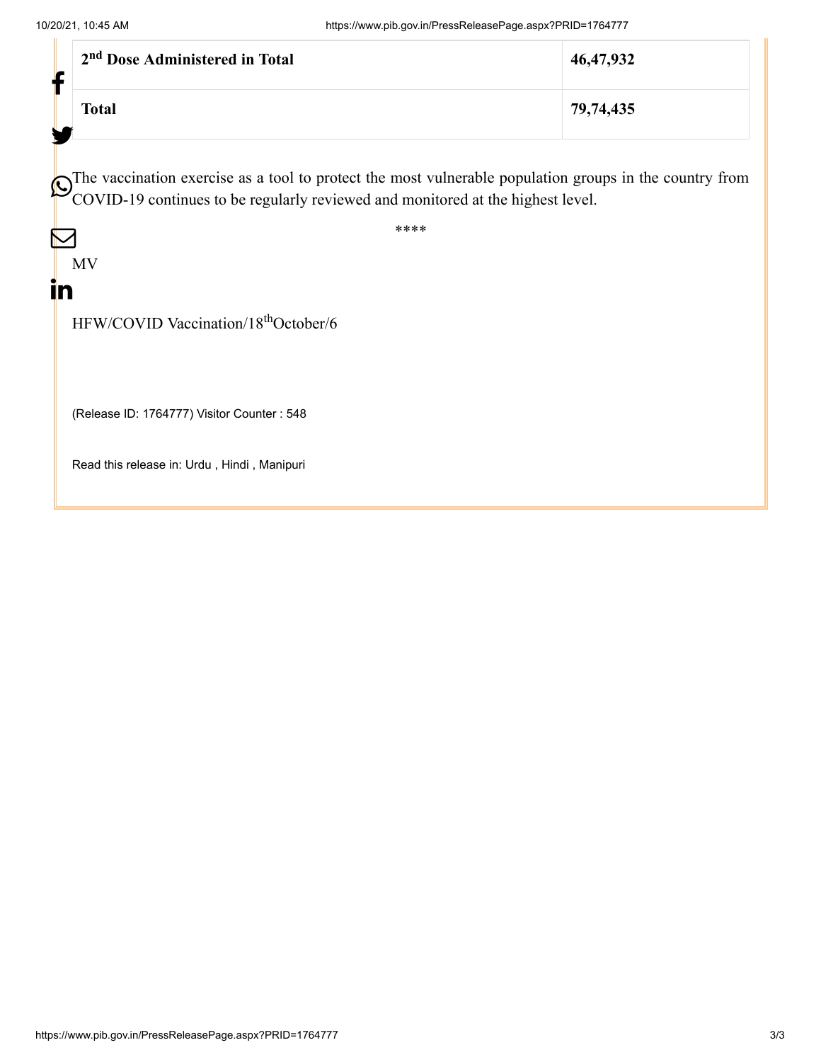| | |
|---|---|
| **2nd Dose Administered in Total** | **46,47,932** |
| **Total** | **79,74,435** |

The vaccination exercise as a tool to protect the most vulnerable population groups in the country from COVID-19 continues to be regularly reviewed and monitored at the highest level.

****

MV

HFW/COVID Vaccination/18th October/6

(Release ID: 1764777) Visitor Counter : 548

Read this release in: Urdu , Hindi , Manipuri